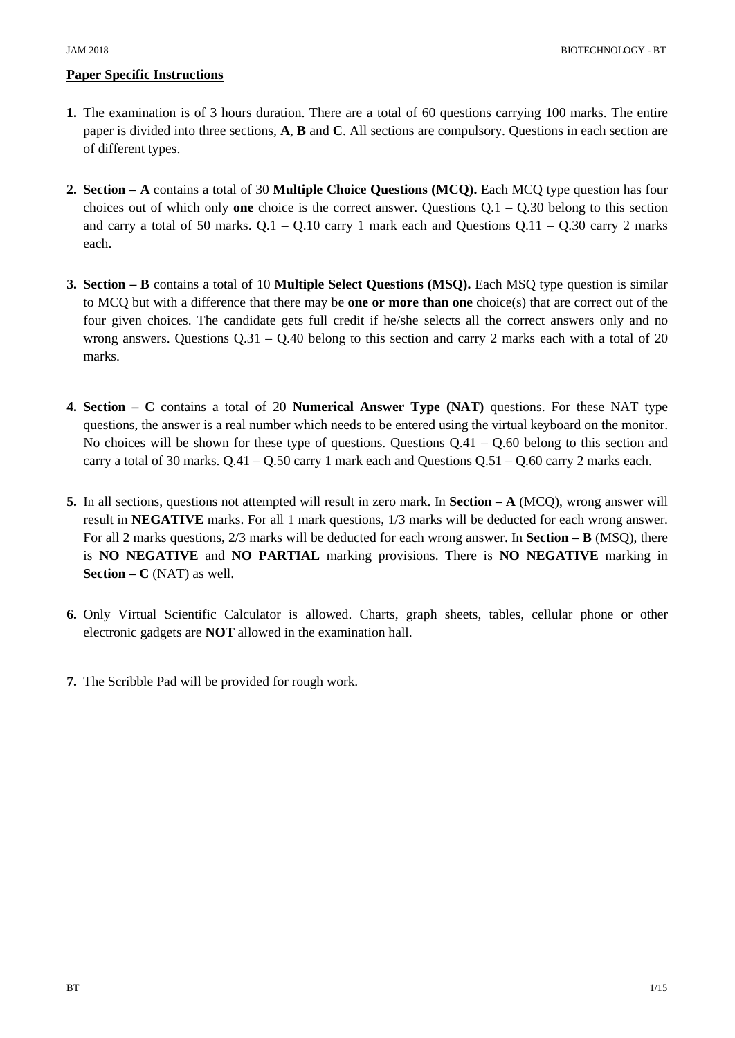## Paper Specific Instructions

1. The examination is of 3 hours duration. There are a total of 60 questions carrying 100 marks. The entire paper is divided into three sections, **A**, **B** and **C**. All sections are compulsory. Questions in each section are of different types.

2. **Section – A** contains a total of 30 **Multiple Choice Questions (MCQ).** Each MCQ type question has four choices out of which only **one** choice is the correct answer. Questions Q.1 – Q.30 belong to this section and carry a total of 50 marks. Q.1 – Q.10 carry 1 mark each and Questions Q.11 – Q.30 carry 2 marks each.

3. **Section – B** contains a total of 10 **Multiple Select Questions (MSQ).** Each MSQ type question is similar to MCQ but with a difference that there may be **one or more than one** choice(s) that are correct out of the four given choices. The candidate gets full credit if he/she selects all the correct answers only and no wrong answers. Questions Q.31 – Q.40 belong to this section and carry 2 marks each with a total of 20 marks.

4. **Section – C** contains a total of 20 **Numerical Answer Type (NAT)** questions. For these NAT type questions, the answer is a real number which needs to be entered using the virtual keyboard on the monitor. No choices will be shown for these type of questions. Questions Q.41 – Q.60 belong to this section and carry a total of 30 marks. Q.41 – Q.50 carry 1 mark each and Questions Q.51 – Q.60 carry 2 marks each.

5. In all sections, questions not attempted will result in zero mark. In **Section – A** (MCQ), wrong answer will result in **NEGATIVE** marks. For all 1 mark questions, 1/3 marks will be deducted for each wrong answer. For all 2 marks questions, 2/3 marks will be deducted for each wrong answer. In **Section – B** (MSQ), there is **NO NEGATIVE** and **NO PARTIAL** marking provisions. There is **NO NEGATIVE** marking in **Section – C** (NAT) as well.

6. Only Virtual Scientific Calculator is allowed. Charts, graph sheets, tables, cellular phone or other electronic gadgets are **NOT** allowed in the examination hall.

7. The Scribble Pad will be provided for rough work.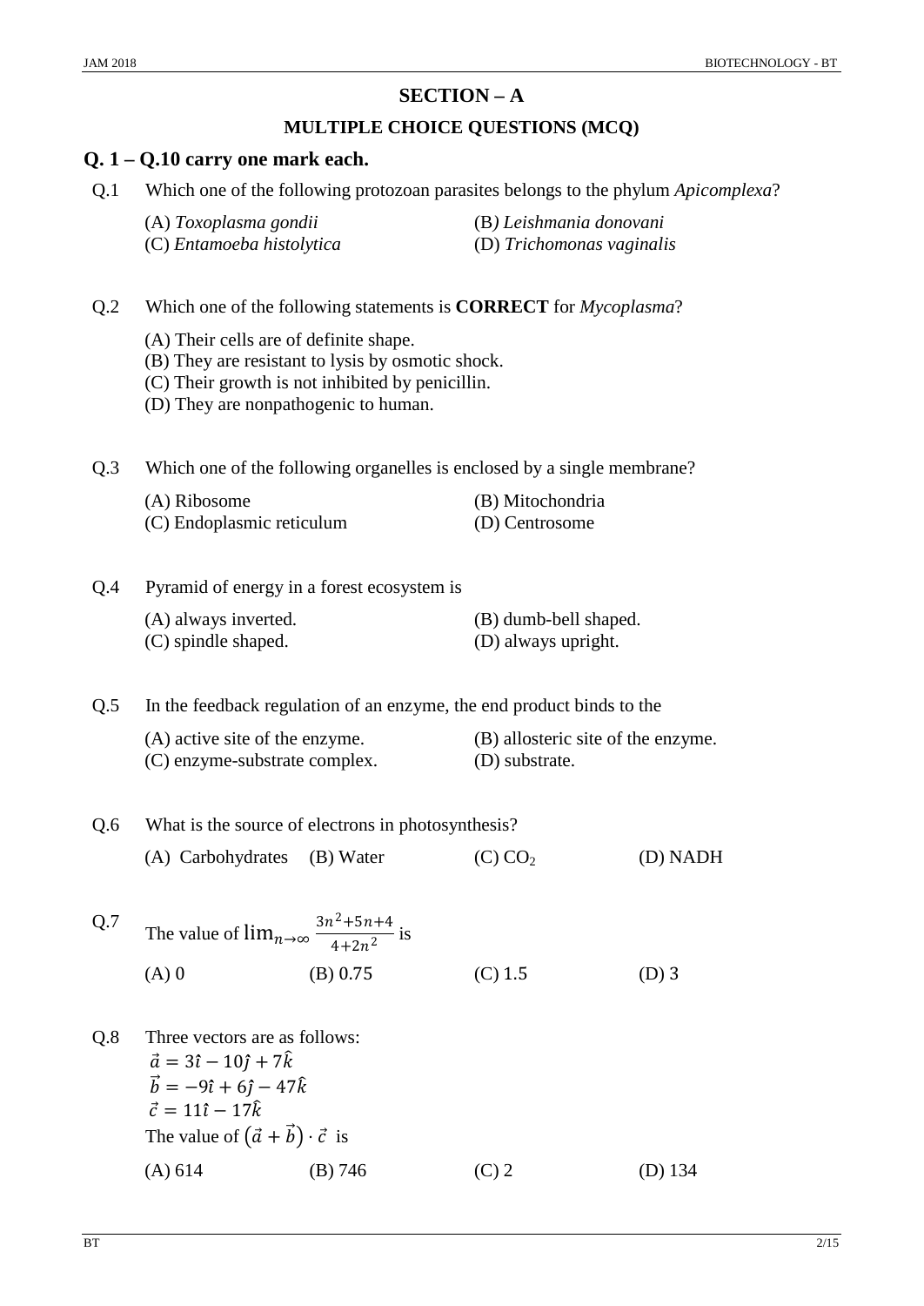## SECTION – A

### MULTIPLE CHOICE QUESTIONS (MCQ)

### Q. 1 – Q.10 carry one mark each.

Q.1 Which one of the following protozoan parasites belongs to the phylum *Apicomplexa*?

(A) *Toxoplasma gondii*
(B) *Leishmania donovani*
(C) *Entamoeba histolytica*
(D) *Trichomonas vaginalis*

Q.2 Which one of the following statements is **CORRECT** for *Mycoplasma*?

(A) Their cells are of definite shape.
(B) They are resistant to lysis by osmotic shock.
(C) Their growth is not inhibited by penicillin.
(D) They are nonpathogenic to human.

Q.3 Which one of the following organelles is enclosed by a single membrane?

(A) Ribosome
(B) Mitochondria
(C) Endoplasmic reticulum
(D) Centrosome

Q.4 Pyramid of energy in a forest ecosystem is

(A) always inverted.
(B) dumb-bell shaped.
(C) spindle shaped.
(D) always upright.

Q.5 In the feedback regulation of an enzyme, the end product binds to the

(A) active site of the enzyme.
(B) allosteric site of the enzyme.
(C) enzyme-substrate complex.
(D) substrate.

Q.6 What is the source of electrons in photosynthesis?

(A) Carbohydrates
(B) Water
(C) $CO_2$
(D) NADH

Q.7 The value of $\lim_{n\to\infty} \frac{3n^2+5n+4}{4+2n^2}$ is

(A) 0
(B) 0.75
(C) 1.5
(D) 3

Q.8 Three vectors are as follows:

$\vec{a} = 3\hat{\imath} - 10\hat{\jmath} + 7\hat{k}$
$\vec{b} = -9\hat{\imath} + 6\hat{\jmath} - 47\hat{k}$
$\vec{c} = 11\hat{\imath} - 17\hat{k}$

The value of $(\vec{a} + \vec{b}) \cdot \vec{c}$ is

(A) 614
(B) 746
(C) 2
(D) 134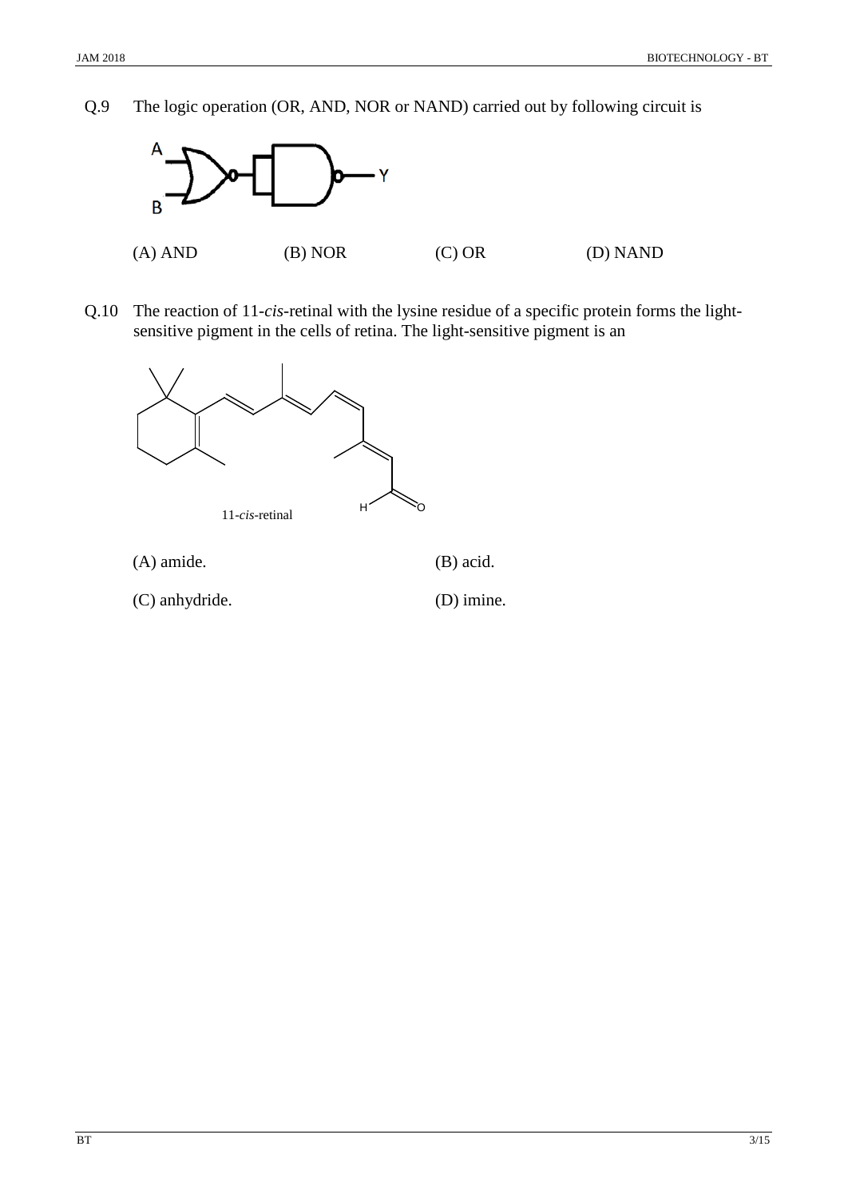Q.9 The logic operation (OR, AND, NOR or NAND) carried out by following circuit is

(A) AND (B) NOR (C) OR (D) NAND

Q.10 The reaction of 11-*cis*-retinal with the lysine residue of a specific protein forms the light-sensitive pigment in the cells of retina. The light-sensitive pigment is an

11-*cis*-retinal

(A) amide. (B) acid.

(C) anhydride. (D) imine.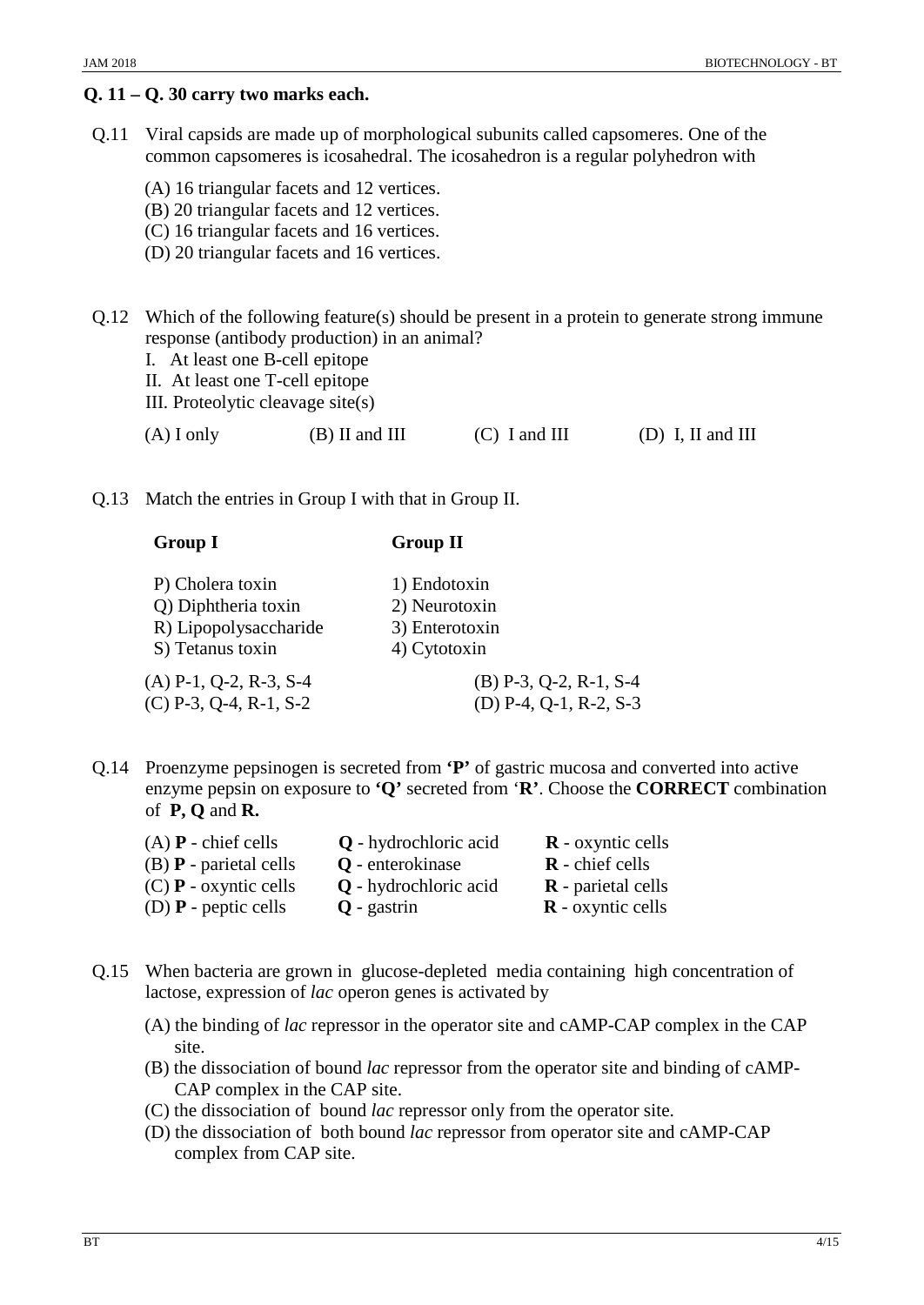**Q. 11 – Q. 30 carry two marks each.**

Q.11 Viral capsids are made up of morphological subunits called capsomeres. One of the common capsomeres is icosahedral. The icosahedron is a regular polyhedron with

(A) 16 triangular facets and 12 vertices.
(B) 20 triangular facets and 12 vertices.
(C) 16 triangular facets and 16 vertices.
(D) 20 triangular facets and 16 vertices.

Q.12 Which of the following feature(s) should be present in a protein to generate strong immune response (antibody production) in an animal?

I. At least one B-cell epitope
II. At least one T-cell epitope
III. Proteolytic cleavage site(s)

(A) I only (B) II and III (C) I and III (D) I, II and III

Q.13 Match the entries in Group I with that in Group II.

| Group I | Group II |
|---|---|
| P) Cholera toxin | 1) Endotoxin |
| Q) Diphtheria toxin | 2) Neurotoxin |
| R) Lipopolysaccharide | 3) Enterotoxin |
| S) Tetanus toxin | 4) Cytotoxin |

(A) P-1, Q-2, R-3, S-4 (B) P-3, Q-2, R-1, S-4
(C) P-3, Q-4, R-1, S-2 (D) P-4, Q-1, R-2, S-3

Q.14 Proenzyme pepsinogen is secreted from **'P'** of gastric mucosa and converted into active enzyme pepsin on exposure to **'Q'** secreted from '**R**'. Choose the **CORRECT** combination of **P, Q** and **R.**

(A) **P** - chief cells **Q** - hydrochloric acid **R** - oxyntic cells
(B) **P** - parietal cells **Q** - enterokinase **R** - chief cells
(C) **P** - oxyntic cells **Q** - hydrochloric acid **R** - parietal cells
(D) **P** - peptic cells **Q** - gastrin **R** - oxyntic cells

Q.15 When bacteria are grown in glucose-depleted media containing high concentration of lactose, expression of *lac* operon genes is activated by

(A) the binding of *lac* repressor in the operator site and cAMP-CAP complex in the CAP site.
(B) the dissociation of bound *lac* repressor from the operator site and binding of cAMP-CAP complex in the CAP site.
(C) the dissociation of bound *lac* repressor only from the operator site.
(D) the dissociation of both bound *lac* repressor from operator site and cAMP-CAP complex from CAP site.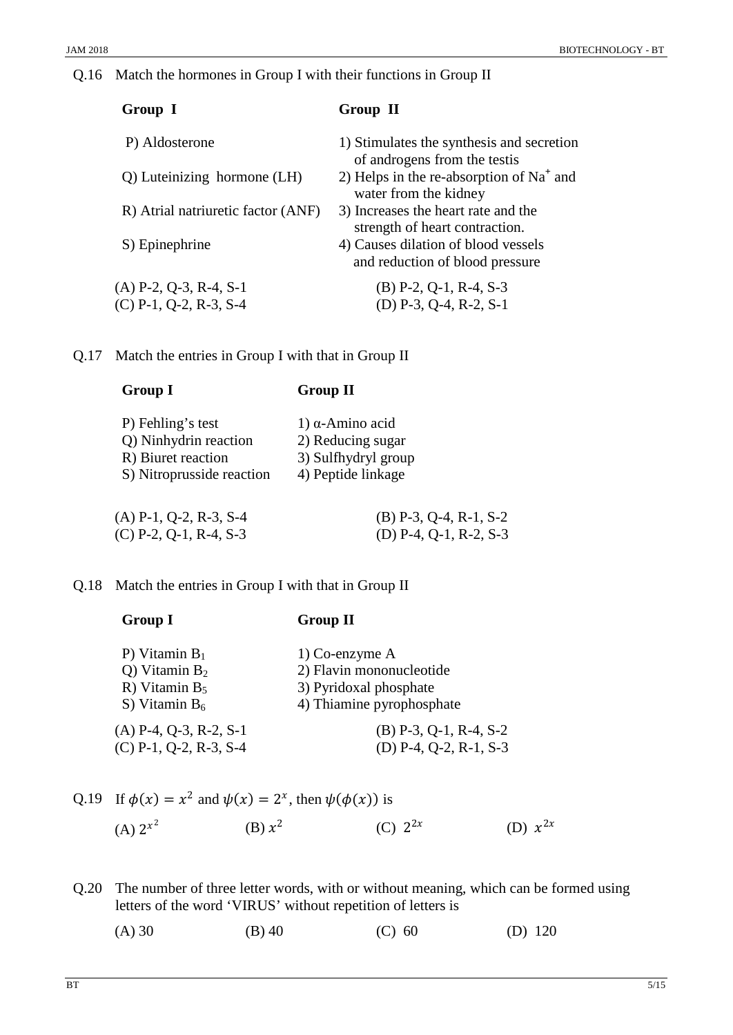Q.16 Match the hormones in Group I with their functions in Group II

| Group I | Group II |
|---|---|
| P) Aldosterone | 1) Stimulates the synthesis and secretion of androgens from the testis |
| Q) Luteinizing hormone (LH) | 2) Helps in the re-absorption of $Na^+$ and water from the kidney |
| R) Atrial natriuretic factor (ANF) | 3) Increases the heart rate and the strength of heart contraction. |
| S) Epinephrine | 4) Causes dilation of blood vessels and reduction of blood pressure |

(A) P-2, Q-3, R-4, S-1
(B) P-2, Q-1, R-4, S-3
(C) P-1, Q-2, R-3, S-4
(D) P-3, Q-4, R-2, S-1

Q.17 Match the entries in Group I with that in Group II

| Group I | Group II |
|---|---|
| P) Fehling's test | 1) α-Amino acid |
| Q) Ninhydrin reaction | 2) Reducing sugar |
| R) Biuret reaction | 3) Sulfhydryl group |
| S) Nitroprusside reaction | 4) Peptide linkage |

(A) P-1, Q-2, R-3, S-4
(B) P-3, Q-4, R-1, S-2
(C) P-2, Q-1, R-4, S-3
(D) P-4, Q-1, R-2, S-3

Q.18 Match the entries in Group I with that in Group II

| Group I | Group II |
|---|---|
| P) Vitamin $B_1$ | 1) Co-enzyme A |
| Q) Vitamin $B_2$ | 2) Flavin mononucleotide |
| R) Vitamin $B_5$ | 3) Pyridoxal phosphate |
| S) Vitamin $B_6$ | 4) Thiamine pyrophosphate |

(A) P-4, Q-3, R-2, S-1
(B) P-3, Q-1, R-4, S-2
(C) P-1, Q-2, R-3, S-4
(D) P-4, Q-2, R-1, S-3

Q.19 If $\phi(x) = x^2$ and $\psi(x) = 2^x$, then $\psi(\phi(x))$ is

(A) $2^{x^2}$
(B) $x^2$
(C) $2^{2x}$
(D) $x^{2x}$

Q.20 The number of three letter words, with or without meaning, which can be formed using letters of the word 'VIRUS' without repetition of letters is

(A) 30
(B) 40
(C) 60
(D) 120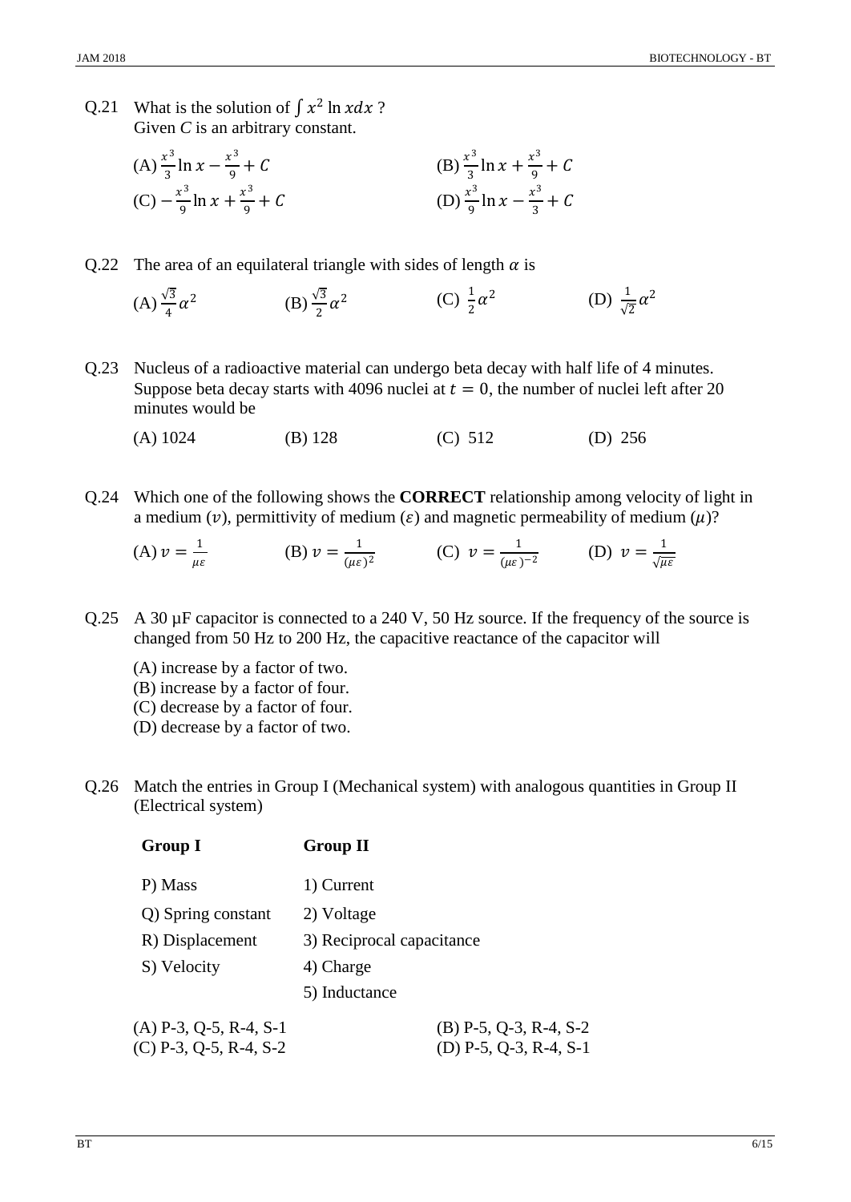Q.21 What is the solution of $\int x^2 \ln x dx$ ?
Given *C* is an arbitrary constant.

(A) $\frac{x^3}{3}\ln x - \frac{x^3}{9} + C$

(B) $\frac{x^3}{3}\ln x + \frac{x^3}{9} + C$

(C) $-\frac{x^3}{9}\ln x + \frac{x^3}{9} + C$

(D) $\frac{x^3}{9}\ln x - \frac{x^3}{3} + C$

Q.22 The area of an equilateral triangle with sides of length $\alpha$ is

(A) $\frac{\sqrt{3}}{4}\alpha^2$ (B) $\frac{\sqrt{3}}{2}\alpha^2$ (C) $\frac{1}{2}\alpha^2$ (D) $\frac{1}{\sqrt{2}}\alpha^2$

Q.23 Nucleus of a radioactive material can undergo beta decay with half life of 4 minutes. Suppose beta decay starts with 4096 nuclei at $t = 0$, the number of nuclei left after 20 minutes would be

(A) 1024 (B) 128 (C) 512 (D) 256

Q.24 Which one of the following shows the **CORRECT** relationship among velocity of light in a medium ($v$), permittivity of medium ($\varepsilon$) and magnetic permeability of medium ($\mu$)?

(A) $v = \frac{1}{\mu\varepsilon}$ (B) $v = \frac{1}{(\mu\varepsilon)^2}$ (C) $v = \frac{1}{(\mu\varepsilon)^{-2}}$ (D) $v = \frac{1}{\sqrt{\mu\varepsilon}}$

Q.25 A 30 µF capacitor is connected to a 240 V, 50 Hz source. If the frequency of the source is changed from 50 Hz to 200 Hz, the capacitive reactance of the capacitor will

(A) increase by a factor of two.
(B) increase by a factor of four.
(C) decrease by a factor of four.
(D) decrease by a factor of two.

Q.26 Match the entries in Group I (Mechanical system) with analogous quantities in Group II (Electrical system)

| **Group I** | **Group II** |
|---|---|
| P) Mass | 1) Current |
| Q) Spring constant | 2) Voltage |
| R) Displacement | 3) Reciprocal capacitance |
| S) Velocity | 4) Charge |
| | 5) Inductance |

(A) P-3, Q-5, R-4, S-1

(B) P-5, Q-3, R-4, S-2

(C) P-3, Q-5, R-4, S-2

(D) P-5, Q-3, R-4, S-1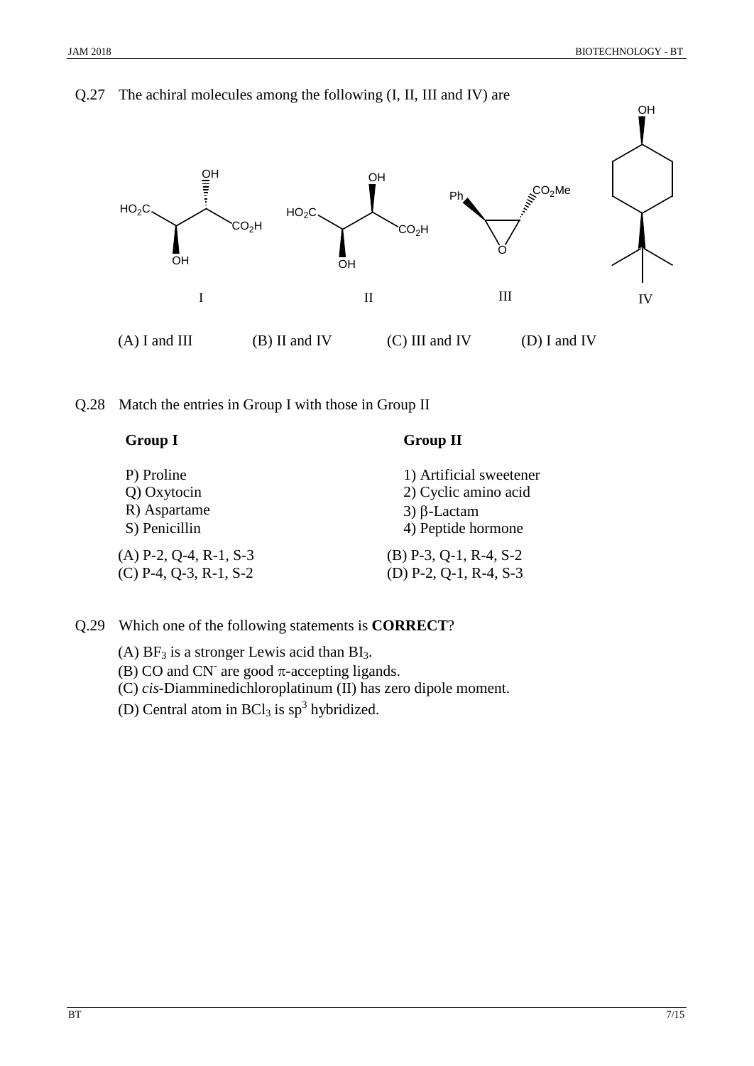Q.27 The achiral molecules among the following (I, II, III and IV) are

I    II    III    IV

(A) I and III    (B) II and IV    (C) III and IV    (D) I and IV

Q.28 Match the entries in Group I with those in Group II

| Group I | Group II |
|---|---|
| P) Proline | 1) Artificial sweetener |
| Q) Oxytocin | 2) Cyclic amino acid |
| R) Aspartame | 3) β-Lactam |
| S) Penicillin | 4) Peptide hormone |

(A) P-2, Q-4, R-1, S-3    (B) P-3, Q-1, R-4, S-2
(C) P-4, Q-3, R-1, S-2    (D) P-2, Q-1, R-4, S-3

Q.29 Which one of the following statements is **CORRECT**?

(A) $BF_3$ is a stronger Lewis acid than $BI_3$.
(B) CO and $CN^-$ are good π-accepting ligands.
(C) *cis*-Diamminedichloroplatinum (II) has zero dipole moment.
(D) Central atom in $BCl_3$ is $sp^3$ hybridized.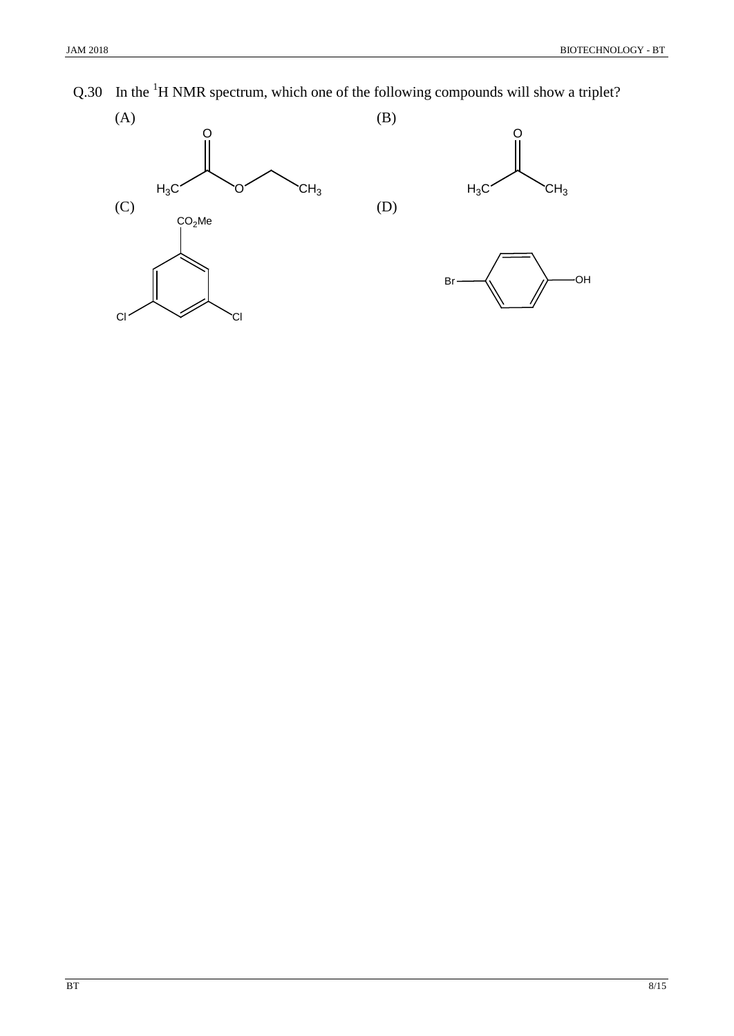Q.30 In the $^1$H NMR spectrum, which one of the following compounds will show a triplet?

(A) $CH_3COOCH_2CH_3$

(B) $CH_3COCH_3$

(C) 3,5-dichloro-substituted benzene bearing $CO_2Me$ (Cl, Cl, $CO_2Me$)

(D) Br–$C_6H_4$–OH (para)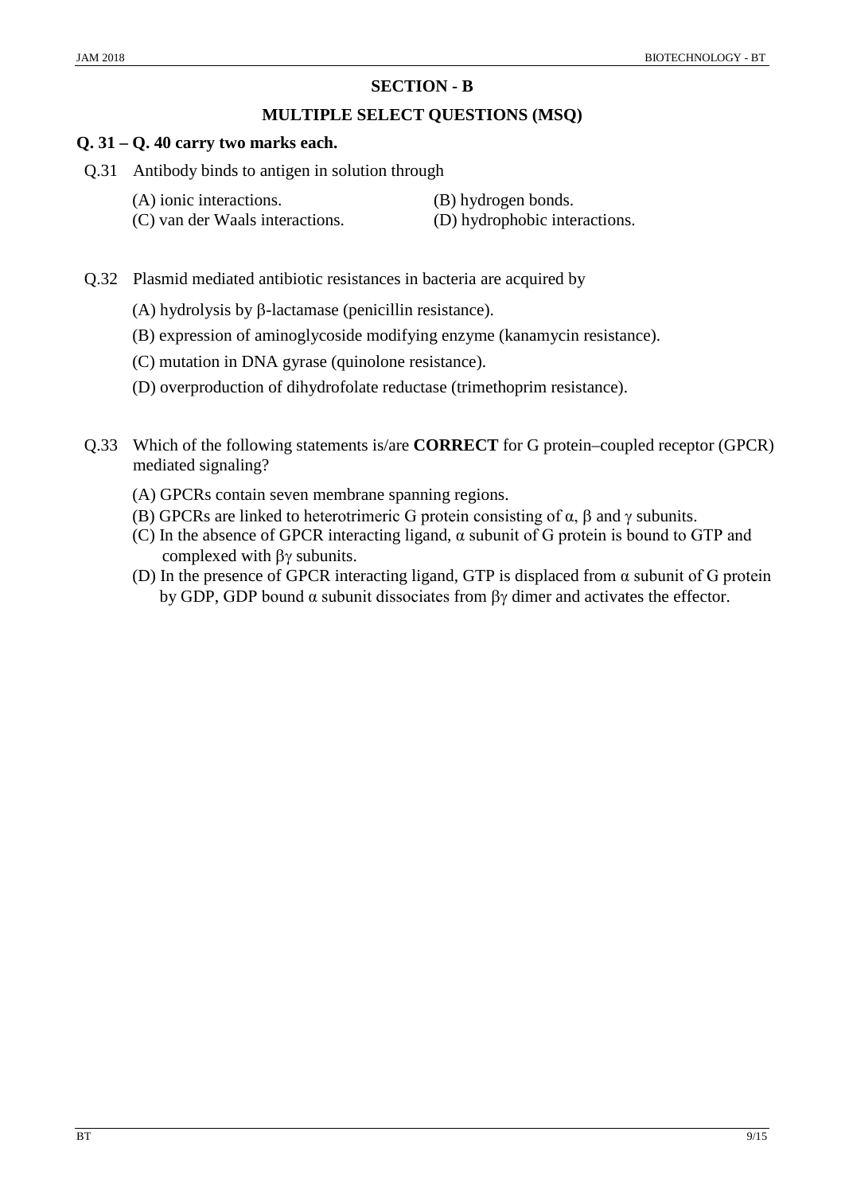## SECTION - B

## MULTIPLE SELECT QUESTIONS (MSQ)

**Q. 31 – Q. 40 carry two marks each.**

Q.31 Antibody binds to antigen in solution through

(A) ionic interactions.
(B) hydrogen bonds.
(C) van der Waals interactions.
(D) hydrophobic interactions.

Q.32 Plasmid mediated antibiotic resistances in bacteria are acquired by

(A) hydrolysis by $\beta$-lactamase (penicillin resistance).

(B) expression of aminoglycoside modifying enzyme (kanamycin resistance).

(C) mutation in DNA gyrase (quinolone resistance).

(D) overproduction of dihydrofolate reductase (trimethoprim resistance).

Q.33 Which of the following statements is/are **CORRECT** for G protein–coupled receptor (GPCR) mediated signaling?

(A) GPCRs contain seven membrane spanning regions.
(B) GPCRs are linked to heterotrimeric G protein consisting of $\alpha$, $\beta$ and $\gamma$ subunits.
(C) In the absence of GPCR interacting ligand, $\alpha$ subunit of G protein is bound to GTP and complexed with $\beta\gamma$ subunits.
(D) In the presence of GPCR interacting ligand, GTP is displaced from $\alpha$ subunit of G protein by GDP, GDP bound $\alpha$ subunit dissociates from $\beta\gamma$ dimer and activates the effector.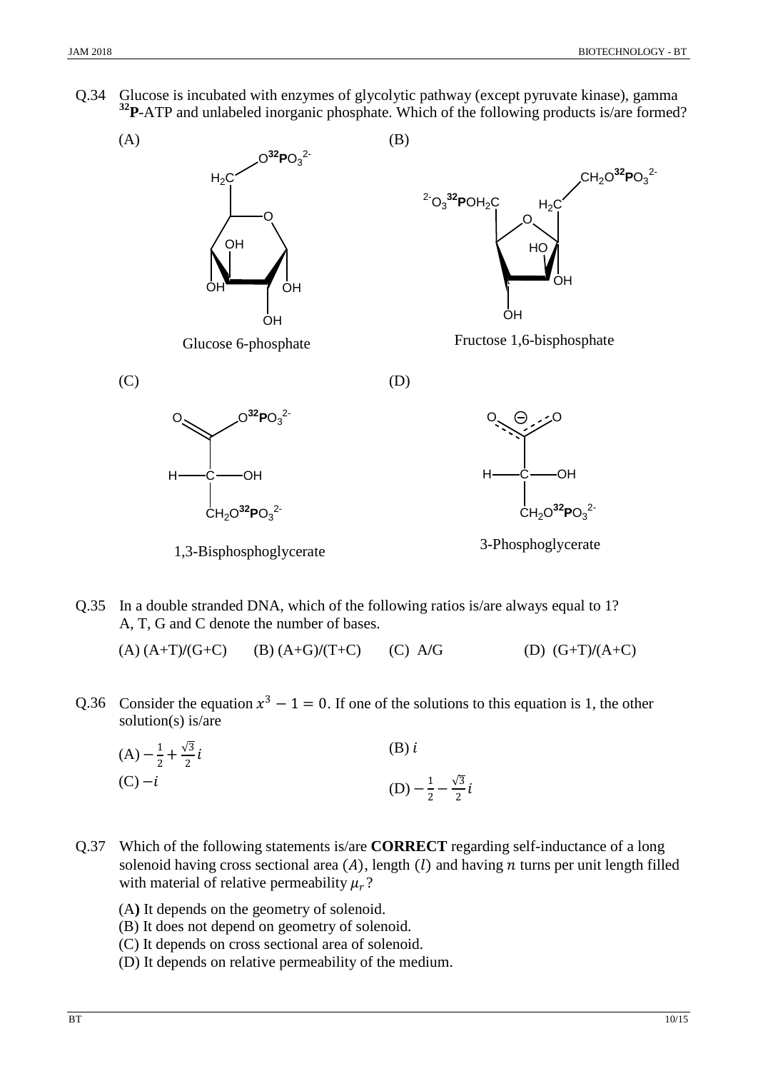Q.34 Glucose is incubated with enzymes of glycolytic pathway (except pyruvate kinase), gamma $^{32}$**P**-ATP and unlabeled inorganic phosphate. Which of the following products is/are formed?

(A)

Glucose 6-phosphate

(B)

Fructose 1,6-bisphosphate

(C)

1,3-Bisphosphoglycerate

(D)

3-Phosphoglycerate

Q.35 In a double stranded DNA, which of the following ratios is/are always equal to 1? A, T, G and C denote the number of bases.

(A) (A+T)/(G+C) (B) (A+G)/(T+C) (C) A/G (D) (G+T)/(A+C)

Q.36 Consider the equation $x^3 - 1 = 0$. If one of the solutions to this equation is 1, the other solution(s) is/are

(A) $-\frac{1}{2} + \frac{\sqrt{3}}{2}i$

(B) $i$

(C) $-i$

(D) $-\frac{1}{2} - \frac{\sqrt{3}}{2}i$

Q.37 Which of the following statements is/are **CORRECT** regarding self-inductance of a long solenoid having cross sectional area $(A)$, length $(l)$ and having $n$ turns per unit length filled with material of relative permeability $\mu_r$?

(A**)** It depends on the geometry of solenoid.
(B) It does not depend on geometry of solenoid.
(C) It depends on cross sectional area of solenoid.
(D) It depends on relative permeability of the medium.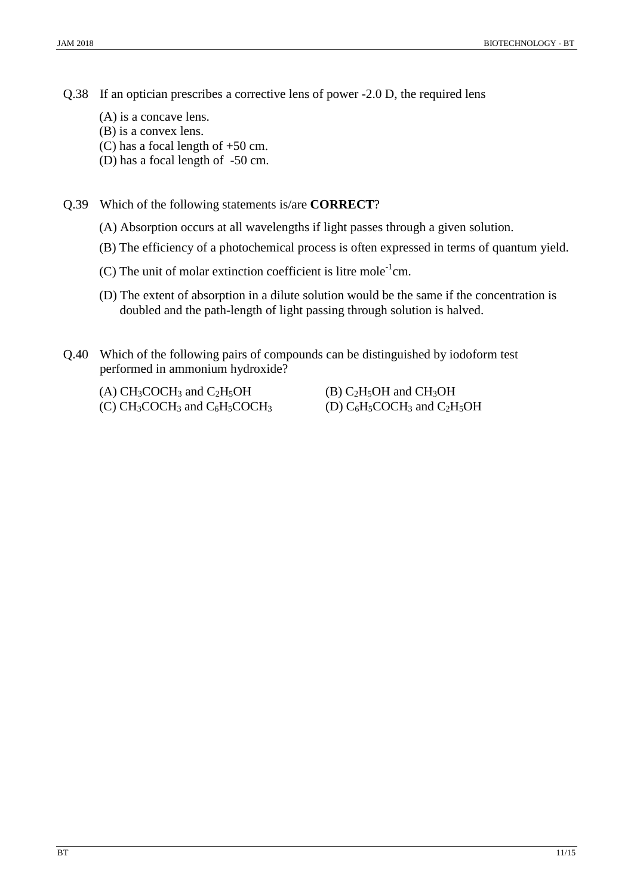Q.38 If an optician prescribes a corrective lens of power -2.0 D, the required lens

(A) is a concave lens.
(B) is a convex lens.
(C) has a focal length of +50 cm.
(D) has a focal length of -50 cm.

Q.39 Which of the following statements is/are **CORRECT**?

(A) Absorption occurs at all wavelengths if light passes through a given solution.

(B) The efficiency of a photochemical process is often expressed in terms of quantum yield.

(C) The unit of molar extinction coefficient is litre mole$^{-1}$cm.

(D) The extent of absorption in a dilute solution would be the same if the concentration is doubled and the path-length of light passing through solution is halved.

Q.40 Which of the following pairs of compounds can be distinguished by iodoform test performed in ammonium hydroxide?

(A) $CH_3COCH_3$ and $C_2H_5OH$
(B) $C_2H_5OH$ and $CH_3OH$
(C) $CH_3COCH_3$ and $C_6H_5COCH_3$
(D) $C_6H_5COCH_3$ and $C_2H_5OH$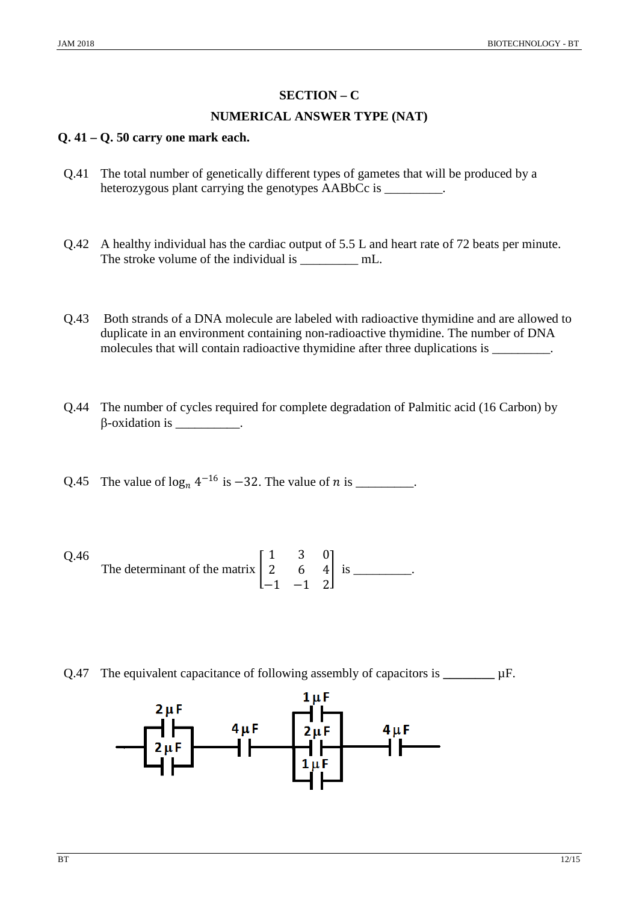## SECTION – C

## NUMERICAL ANSWER TYPE (NAT)

**Q. 41 – Q. 50 carry one mark each.**

Q.41 The total number of genetically different types of gametes that will be produced by a heterozygous plant carrying the genotypes AABbCc is _________.

Q.42 A healthy individual has the cardiac output of 5.5 L and heart rate of 72 beats per minute. The stroke volume of the individual is _________ mL.

Q.43 Both strands of a DNA molecule are labeled with radioactive thymidine and are allowed to duplicate in an environment containing non-radioactive thymidine. The number of DNA molecules that will contain radioactive thymidine after three duplications is _________.

Q.44 The number of cycles required for complete degradation of Palmitic acid (16 Carbon) by β-oxidation is __________.

Q.45 The value of $\log_n 4^{-16}$ is $-32$. The value of $n$ is _________.

Q.46 The determinant of the matrix $\begin{bmatrix} 1 & 3 & 0 \\ 2 & 6 & 4 \\ -1 & -1 & 2 \end{bmatrix}$ is _________.

Q.47 The equivalent capacitance of following assembly of capacitors is ________ μF.

2 μF, 2 μF (parallel) — 4 μF — 1 μF, 2 μF, 1 μF (parallel) — 4 μF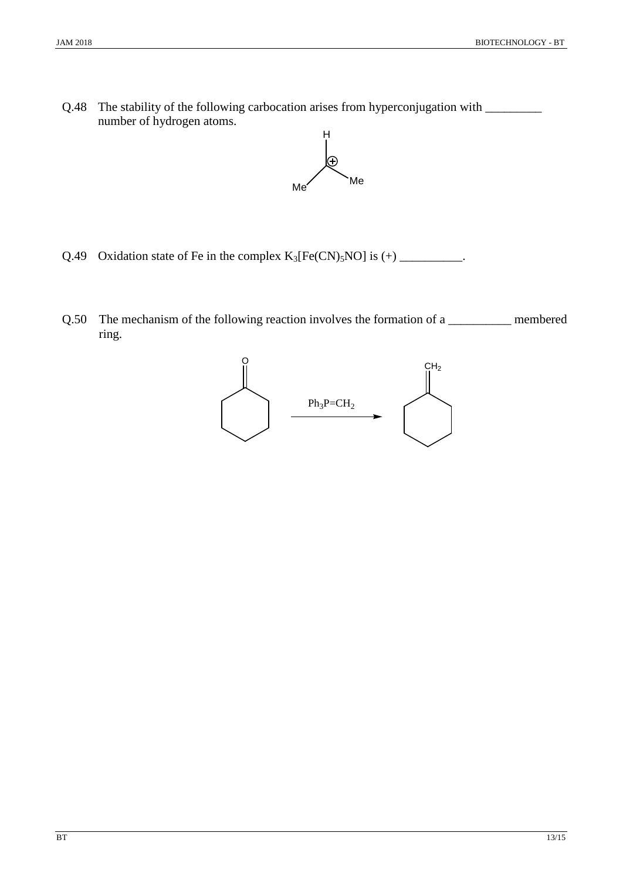Q.48 The stability of the following carbocation arises from hyperconjugation with _________ number of hydrogen atoms.

Q.49 Oxidation state of Fe in the complex $K_3[Fe(CN)_5NO]$ is (+) __________.

Q.50 The mechanism of the following reaction involves the formation of a __________ membered ring.

$Ph_3P{=}CH_2$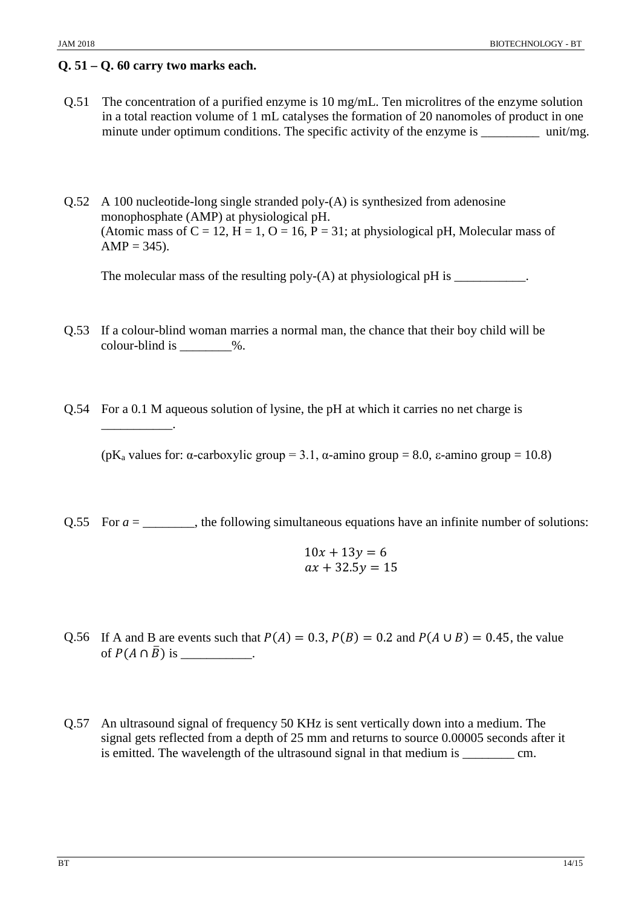**Q. 51 – Q. 60 carry two marks each.**

Q.51 The concentration of a purified enzyme is 10 mg/mL. Ten microlitres of the enzyme solution in a total reaction volume of 1 mL catalyses the formation of 20 nanomoles of product in one minute under optimum conditions. The specific activity of the enzyme is _________ unit/mg.

Q.52 A 100 nucleotide-long single stranded poly-(A) is synthesized from adenosine monophosphate (AMP) at physiological pH.
(Atomic mass of C = 12, H = 1, O = 16, P = 31; at physiological pH, Molecular mass of AMP = 345).

The molecular mass of the resulting poly-(A) at physiological pH is ___________.

Q.53 If a colour-blind woman marries a normal man, the chance that their boy child will be colour-blind is ________%.

Q.54 For a 0.1 M aqueous solution of lysine, the pH at which it carries no net charge is ___________.

($pK_a$ values for: α-carboxylic group = 3.1, α-amino group = 8.0, ε-amino group = 10.8)

Q.55 For $a$ = ________, the following simultaneous equations have an infinite number of solutions:

$$10x + 13y = 6$$
$$ax + 32.5y = 15$$

Q.56 If A and B are events such that $P(A) = 0.3$, $P(B) = 0.2$ and $P(A \cup B) = 0.45$, the value of $P(A \cap \bar{B})$ is ___________.

Q.57 An ultrasound signal of frequency 50 KHz is sent vertically down into a medium. The signal gets reflected from a depth of 25 mm and returns to source 0.00005 seconds after it is emitted. The wavelength of the ultrasound signal in that medium is ________ cm.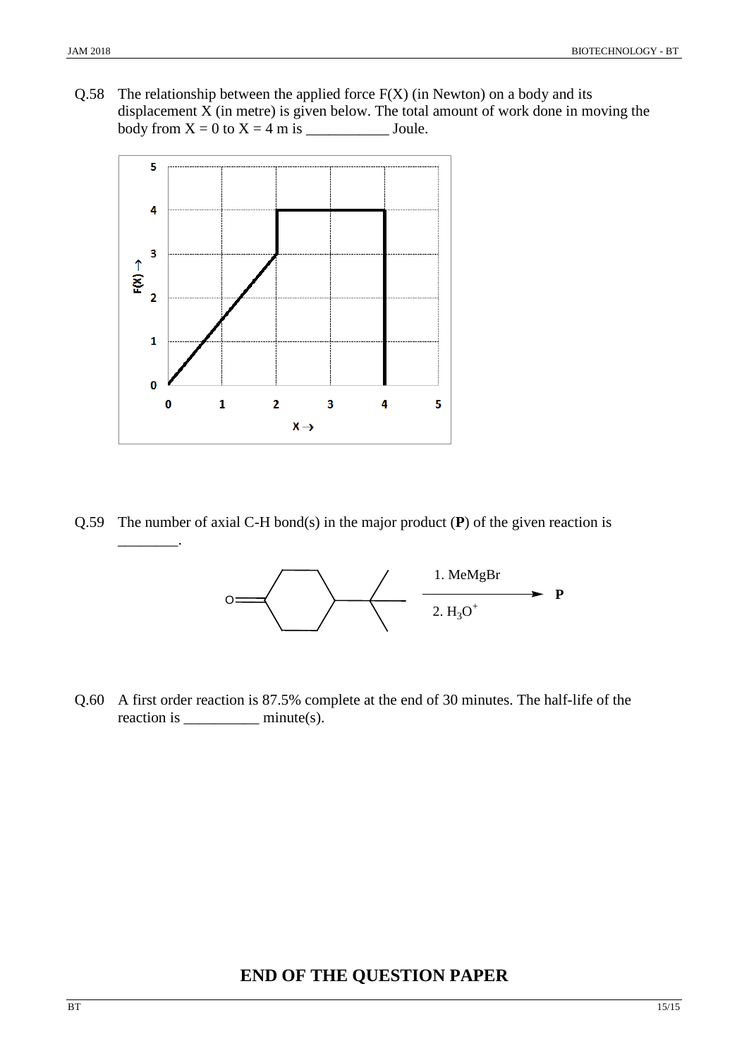Q.58 The relationship between the applied force $F(X)$ (in Newton) on a body and its displacement $X$ (in metre) is given below. The total amount of work done in moving the body from $X = 0$ to $X = 4$ m is ___________ Joule.

Q.59 The number of axial C-H bond(s) in the major product (**P**) of the given reaction is ________.

1. MeMgBr
2. $H_3O^+$

→ **P**

Q.60 A first order reaction is 87.5% complete at the end of 30 minutes. The half-life of the reaction is __________ minute(s).

## END OF THE QUESTION PAPER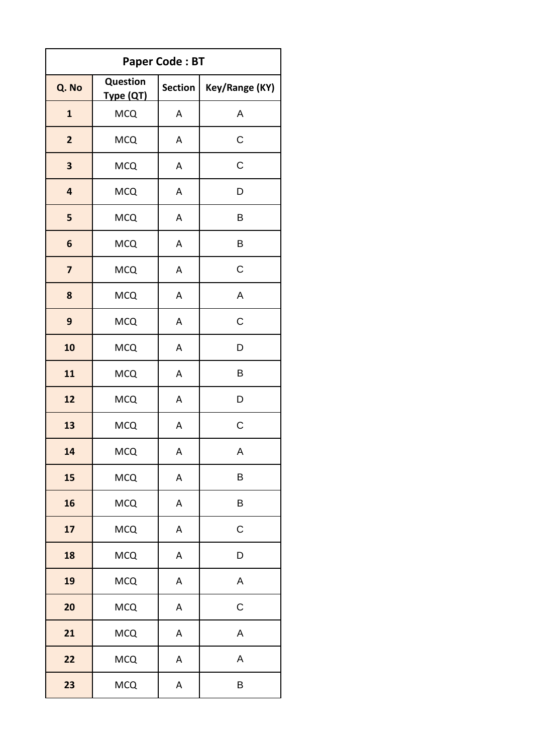| Paper Code : BT | | | |
|---|---|---|---|
| Q. No | Question Type (QT) | Section | Key/Range (KY) |
| 1 | MCQ | A | A |
| 2 | MCQ | A | C |
| 3 | MCQ | A | C |
| 4 | MCQ | A | D |
| 5 | MCQ | A | B |
| 6 | MCQ | A | B |
| 7 | MCQ | A | C |
| 8 | MCQ | A | A |
| 9 | MCQ | A | C |
| 10 | MCQ | A | D |
| 11 | MCQ | A | B |
| 12 | MCQ | A | D |
| 13 | MCQ | A | C |
| 14 | MCQ | A | A |
| 15 | MCQ | A | B |
| 16 | MCQ | A | B |
| 17 | MCQ | A | C |
| 18 | MCQ | A | D |
| 19 | MCQ | A | A |
| 20 | MCQ | A | C |
| 21 | MCQ | A | A |
| 22 | MCQ | A | A |
| 23 | MCQ | A | B |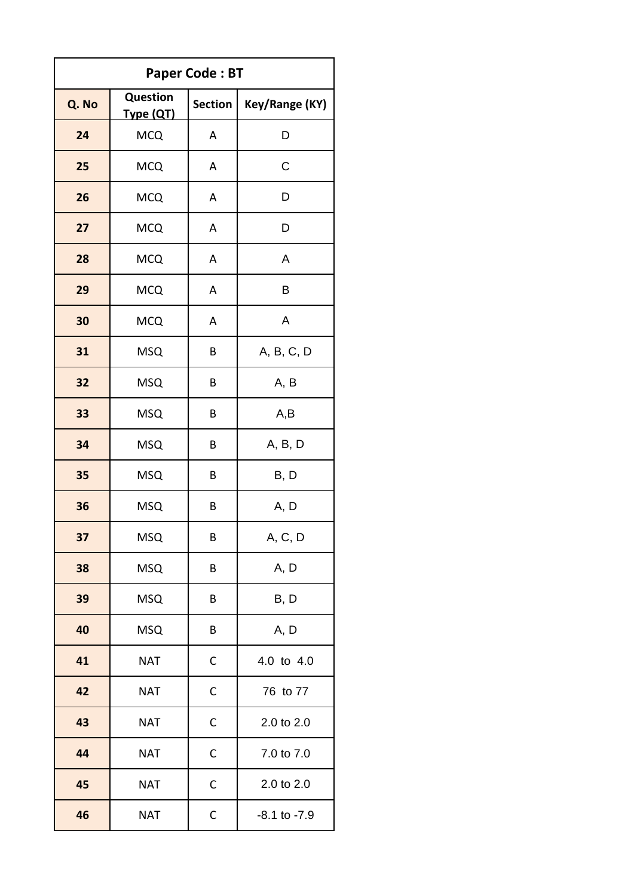| Paper Code : BT | | | |
|---|---|---|---|
| Q. No | Question Type (QT) | Section | Key/Range (KY) |
| 24 | MCQ | A | D |
| 25 | MCQ | A | C |
| 26 | MCQ | A | D |
| 27 | MCQ | A | D |
| 28 | MCQ | A | A |
| 29 | MCQ | A | B |
| 30 | MCQ | A | A |
| 31 | MSQ | B | A, B, C, D |
| 32 | MSQ | B | A, B |
| 33 | MSQ | B | A,B |
| 34 | MSQ | B | A, B, D |
| 35 | MSQ | B | B, D |
| 36 | MSQ | B | A, D |
| 37 | MSQ | B | A, C, D |
| 38 | MSQ | B | A, D |
| 39 | MSQ | B | B, D |
| 40 | MSQ | B | A, D |
| 41 | NAT | C | 4.0 to 4.0 |
| 42 | NAT | C | 76 to 77 |
| 43 | NAT | C | 2.0 to 2.0 |
| 44 | NAT | C | 7.0 to 7.0 |
| 45 | NAT | C | 2.0 to 2.0 |
| 46 | NAT | C | -8.1 to -7.9 |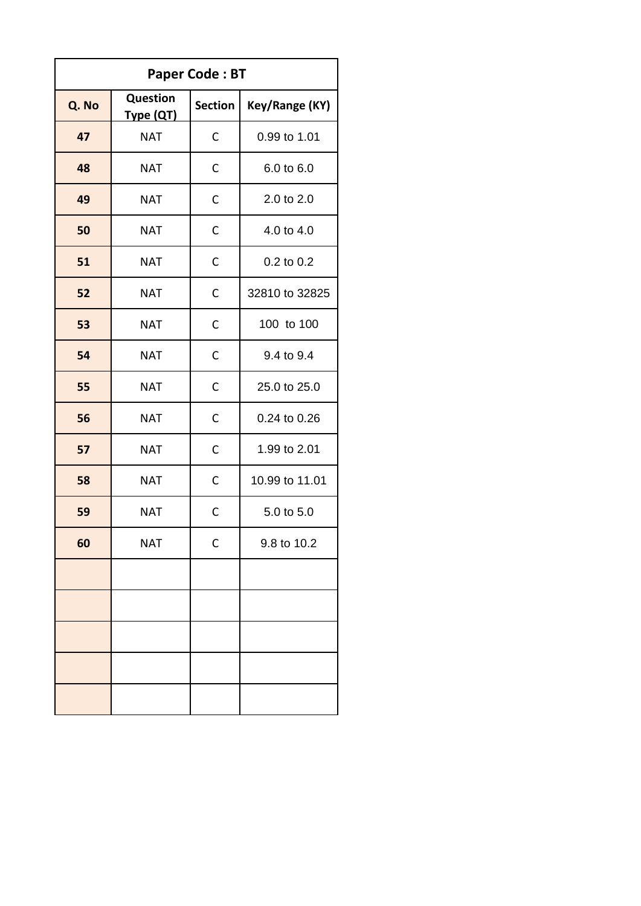| Paper Code : BT | | | |
|---|---|---|---|
| Q. No | Question Type (QT) | Section | Key/Range (KY) |
| 47 | NAT | C | 0.99 to 1.01 |
| 48 | NAT | C | 6.0 to 6.0 |
| 49 | NAT | C | 2.0 to 2.0 |
| 50 | NAT | C | 4.0 to 4.0 |
| 51 | NAT | C | 0.2 to 0.2 |
| 52 | NAT | C | 32810 to 32825 |
| 53 | NAT | C | 100  to 100 |
| 54 | NAT | C | 9.4 to 9.4 |
| 55 | NAT | C | 25.0 to 25.0 |
| 56 | NAT | C | 0.24 to 0.26 |
| 57 | NAT | C | 1.99 to 2.01 |
| 58 | NAT | C | 10.99 to 11.01 |
| 59 | NAT | C | 5.0 to 5.0 |
| 60 | NAT | C | 9.8 to 10.2 |
| | | | |
| | | | |
| | | | |
| | | | |
| | | | |